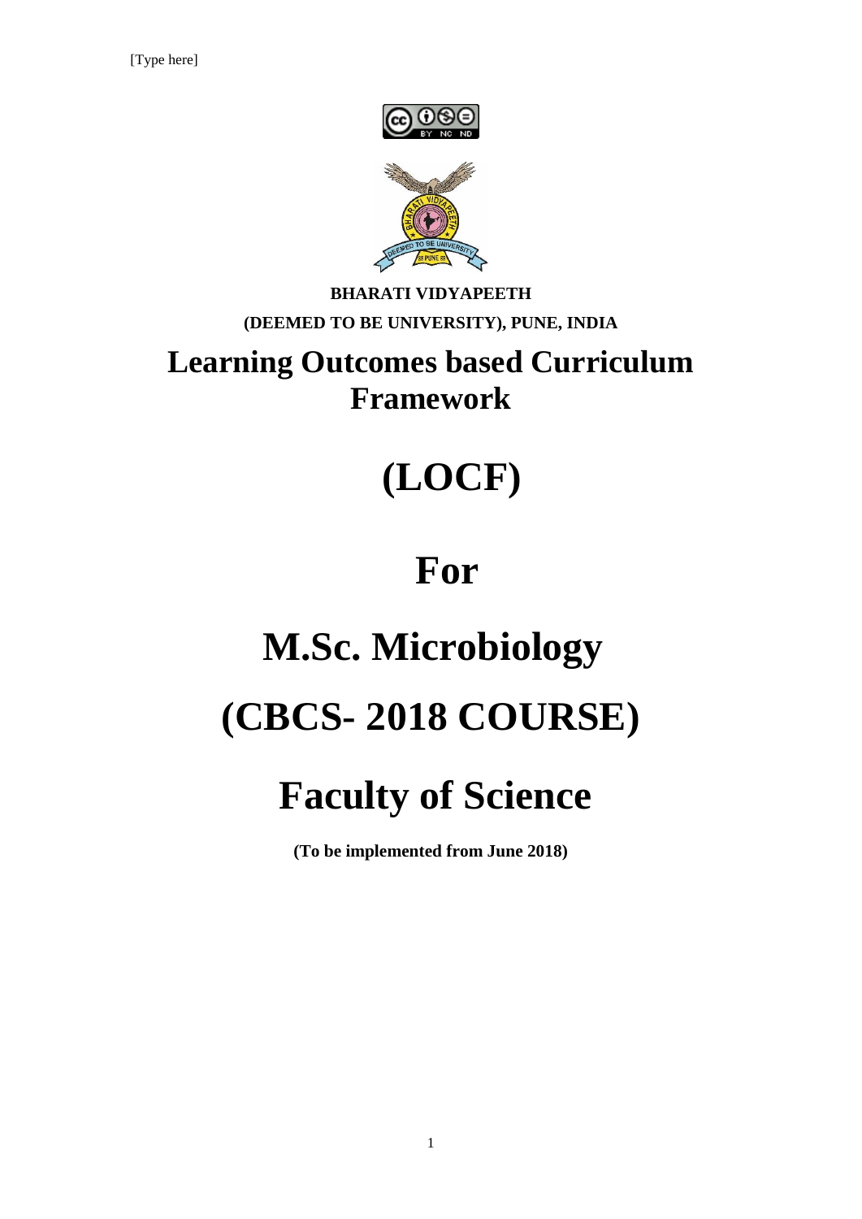[Type here]

**BHARATI VIDYAPEETH**

**(DEEMED TO BE UNIVERSITY), PUNE, INDIA**

# Learning Outcomes based Curriculum Framework

# (LOCF)

# For

# M.Sc. Microbiology

# (CBCS- 2018 COURSE)

# Faculty of Science

**(To be implemented from June 2018)**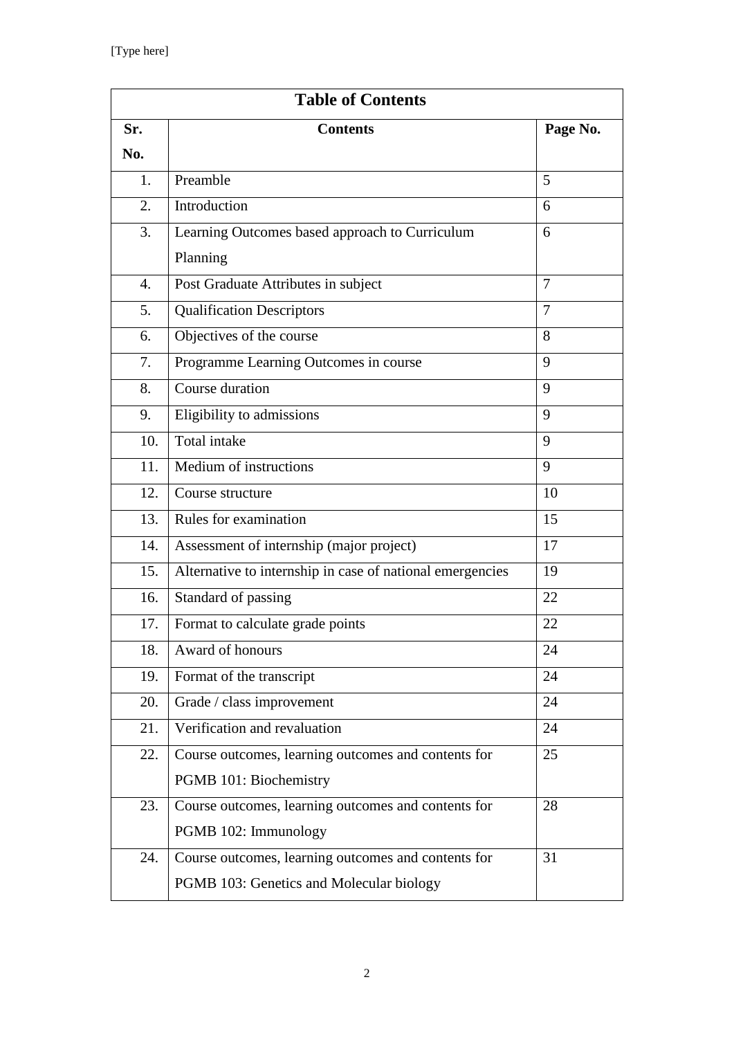| Table of Contents | | |
|---|---|---|
| **Sr. No.** | **Contents** | **Page No.** |
| 1. | Preamble | 5 |
| 2. | Introduction | 6 |
| 3. | Learning Outcomes based approach to Curriculum Planning | 6 |
| 4. | Post Graduate Attributes in subject | 7 |
| 5. | Qualification Descriptors | 7 |
| 6. | Objectives of the course | 8 |
| 7. | Programme Learning Outcomes in course | 9 |
| 8. | Course duration | 9 |
| 9. | Eligibility to admissions | 9 |
| 10. | Total intake | 9 |
| 11. | Medium of instructions | 9 |
| 12. | Course structure | 10 |
| 13. | Rules for examination | 15 |
| 14. | Assessment of internship (major project) | 17 |
| 15. | Alternative to internship in case of national emergencies | 19 |
| 16. | Standard of passing | 22 |
| 17. | Format to calculate grade points | 22 |
| 18. | Award of honours | 24 |
| 19. | Format of the transcript | 24 |
| 20. | Grade / class improvement | 24 |
| 21. | Verification and revaluation | 24 |
| 22. | Course outcomes, learning outcomes and contents for PGMB 101: Biochemistry | 25 |
| 23. | Course outcomes, learning outcomes and contents for PGMB 102: Immunology | 28 |
| 24. | Course outcomes, learning outcomes and contents for PGMB 103: Genetics and Molecular biology | 31 |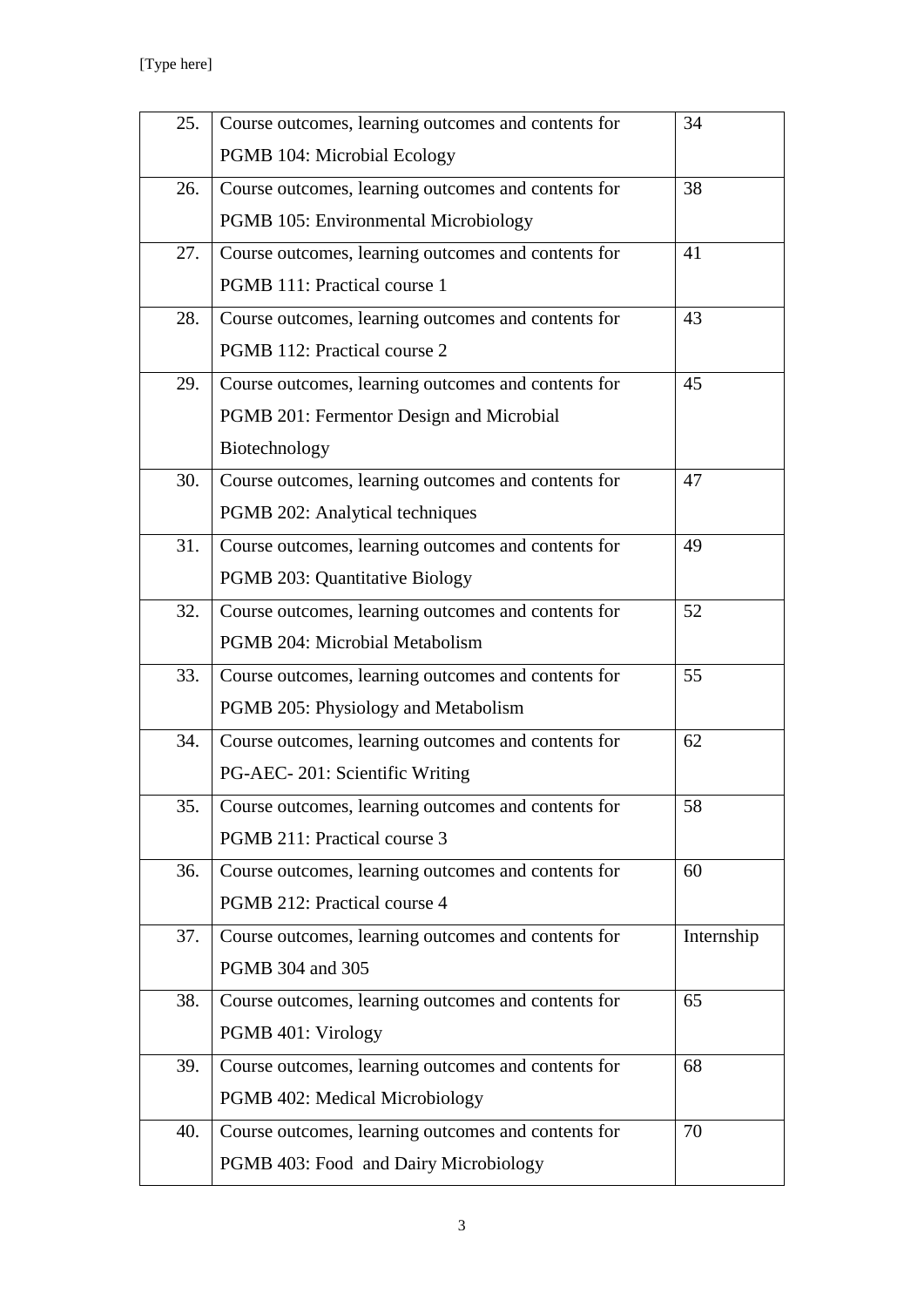| | | |
|---|---|---|
| 25. | Course outcomes, learning outcomes and contents for PGMB 104: Microbial Ecology | 34 |
| 26. | Course outcomes, learning outcomes and contents for PGMB 105: Environmental Microbiology | 38 |
| 27. | Course outcomes, learning outcomes and contents for PGMB 111: Practical course 1 | 41 |
| 28. | Course outcomes, learning outcomes and contents for PGMB 112: Practical course 2 | 43 |
| 29. | Course outcomes, learning outcomes and contents for PGMB 201: Fermentor Design and Microbial Biotechnology | 45 |
| 30. | Course outcomes, learning outcomes and contents for PGMB 202: Analytical techniques | 47 |
| 31. | Course outcomes, learning outcomes and contents for PGMB 203: Quantitative Biology | 49 |
| 32. | Course outcomes, learning outcomes and contents for PGMB 204: Microbial Metabolism | 52 |
| 33. | Course outcomes, learning outcomes and contents for PGMB 205: Physiology and Metabolism | 55 |
| 34. | Course outcomes, learning outcomes and contents for PG-AEC- 201: Scientific Writing | 62 |
| 35. | Course outcomes, learning outcomes and contents for PGMB 211: Practical course 3 | 58 |
| 36. | Course outcomes, learning outcomes and contents for PGMB 212: Practical course 4 | 60 |
| 37. | Course outcomes, learning outcomes and contents for PGMB 304 and 305 | Internship |
| 38. | Course outcomes, learning outcomes and contents for PGMB 401: Virology | 65 |
| 39. | Course outcomes, learning outcomes and contents for PGMB 402: Medical Microbiology | 68 |
| 40. | Course outcomes, learning outcomes and contents for PGMB 403: Food and Dairy Microbiology | 70 |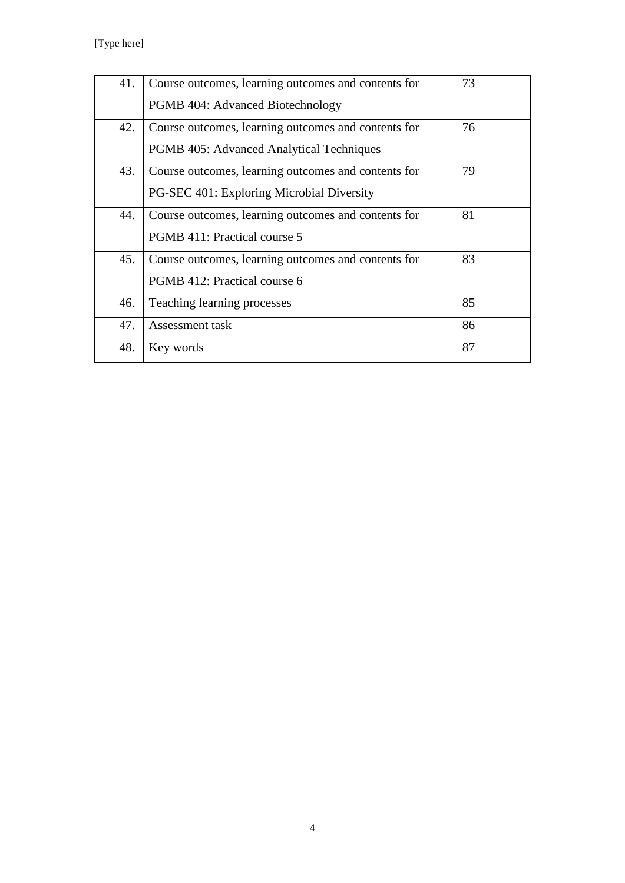| 41. | Course outcomes, learning outcomes and contents for PGMB 404: Advanced Biotechnology | 73 |
|---|---|---|
| 42. | Course outcomes, learning outcomes and contents for PGMB 405: Advanced Analytical Techniques | 76 |
| 43. | Course outcomes, learning outcomes and contents for PG-SEC 401: Exploring Microbial Diversity | 79 |
| 44. | Course outcomes, learning outcomes and contents for PGMB 411: Practical course 5 | 81 |
| 45. | Course outcomes, learning outcomes and contents for PGMB 412: Practical course 6 | 83 |
| 46. | Teaching learning processes | 85 |
| 47. | Assessment task | 86 |
| 48. | Key words | 87 |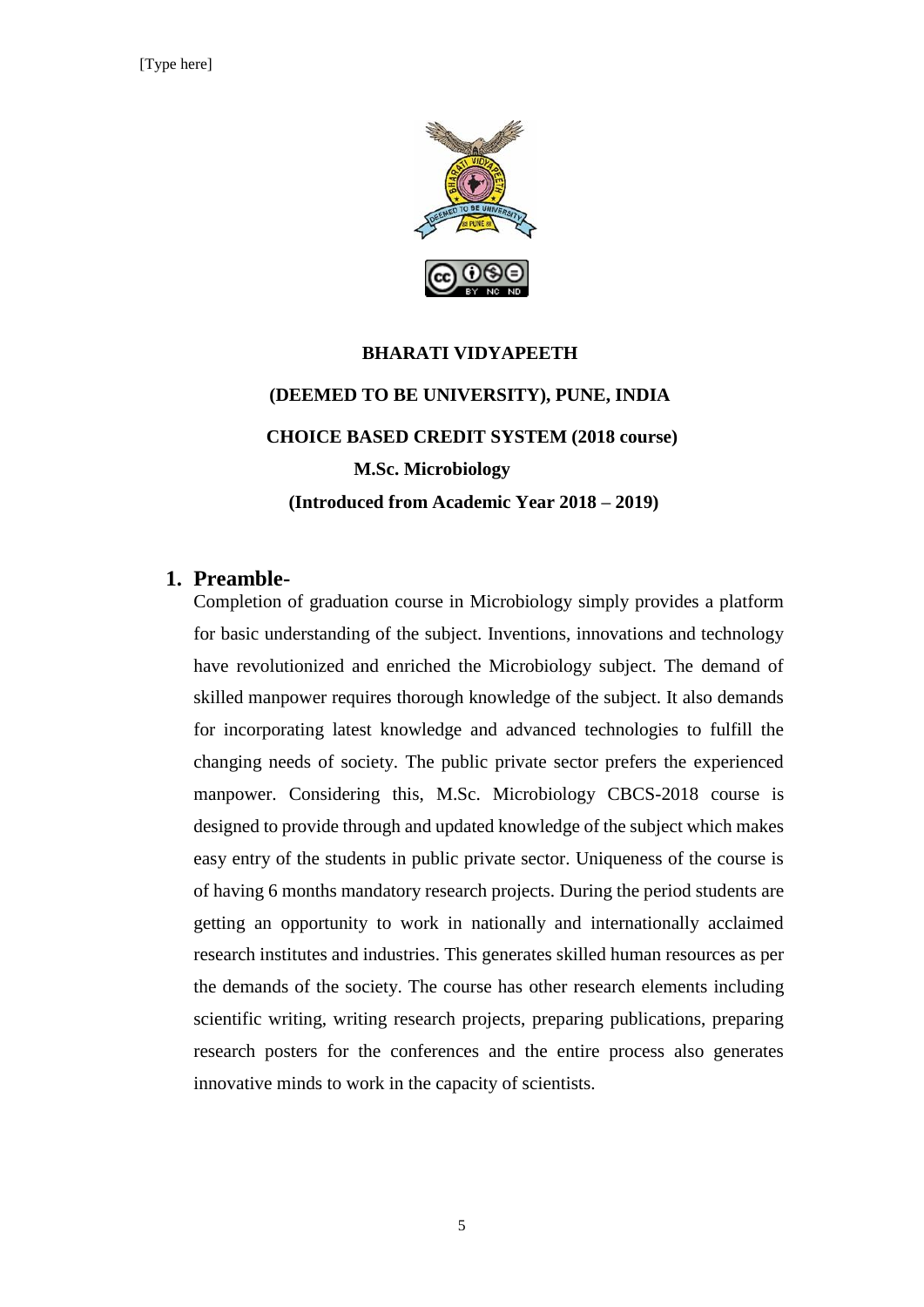**BHARATI VIDYAPEETH**

**(DEEMED TO BE UNIVERSITY), PUNE, INDIA**

**CHOICE BASED CREDIT SYSTEM (2018 course)**

**M.Sc. Microbiology**

**(Introduced from Academic Year 2018 – 2019)**

## 1. Preamble-

Completion of graduation course in Microbiology simply provides a platform for basic understanding of the subject. Inventions, innovations and technology have revolutionized and enriched the Microbiology subject. The demand of skilled manpower requires thorough knowledge of the subject. It also demands for incorporating latest knowledge and advanced technologies to fulfill the changing needs of society. The public private sector prefers the experienced manpower. Considering this, M.Sc. Microbiology CBCS-2018 course is designed to provide through and updated knowledge of the subject which makes easy entry of the students in public private sector. Uniqueness of the course is of having 6 months mandatory research projects. During the period students are getting an opportunity to work in nationally and internationally acclaimed research institutes and industries. This generates skilled human resources as per the demands of the society. The course has other research elements including scientific writing, writing research projects, preparing publications, preparing research posters for the conferences and the entire process also generates innovative minds to work in the capacity of scientists.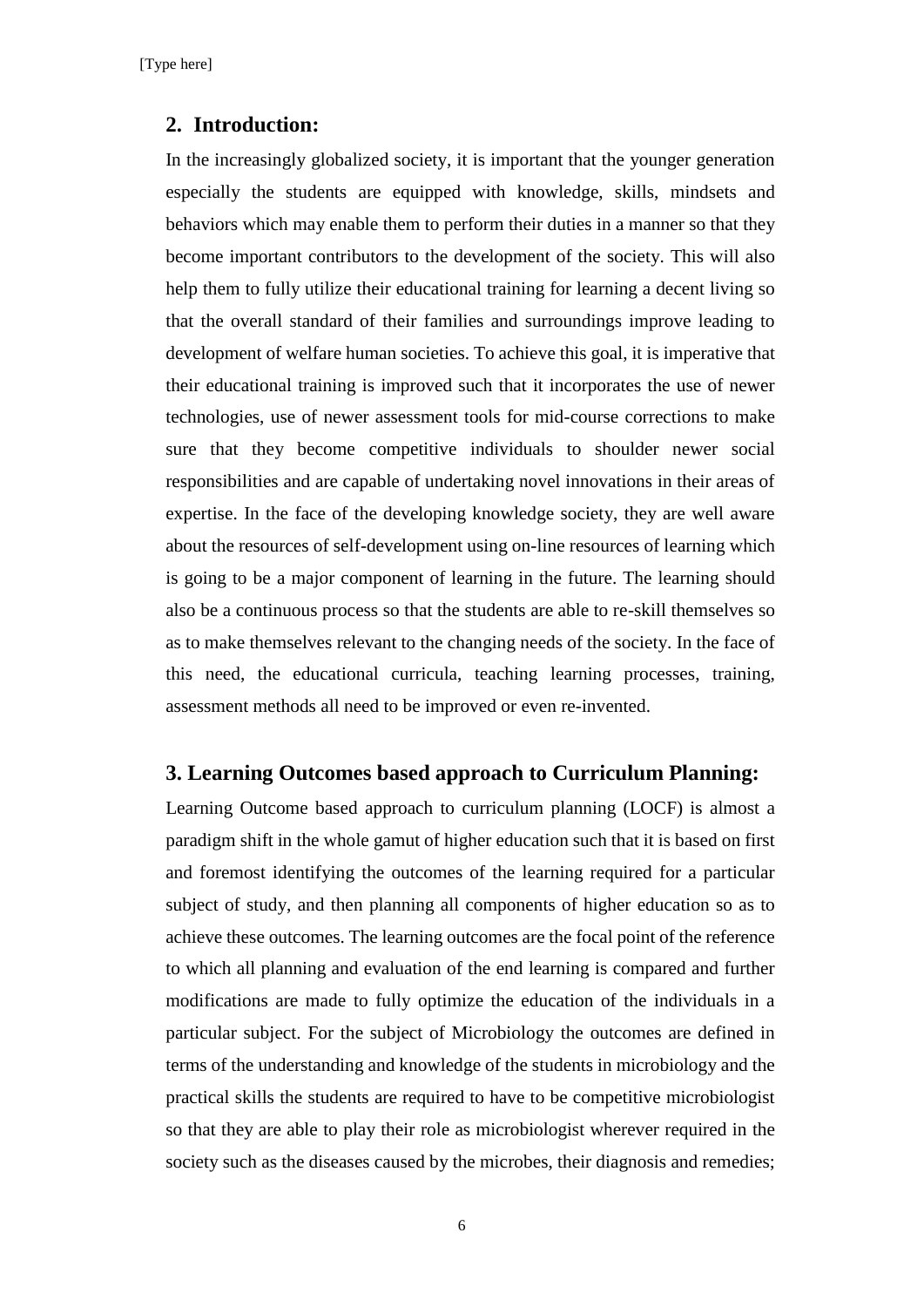## 2. Introduction:

In the increasingly globalized society, it is important that the younger generation especially the students are equipped with knowledge, skills, mindsets and behaviors which may enable them to perform their duties in a manner so that they become important contributors to the development of the society. This will also help them to fully utilize their educational training for learning a decent living so that the overall standard of their families and surroundings improve leading to development of welfare human societies. To achieve this goal, it is imperative that their educational training is improved such that it incorporates the use of newer technologies, use of newer assessment tools for mid-course corrections to make sure that they become competitive individuals to shoulder newer social responsibilities and are capable of undertaking novel innovations in their areas of expertise. In the face of the developing knowledge society, they are well aware about the resources of self-development using on-line resources of learning which is going to be a major component of learning in the future. The learning should also be a continuous process so that the students are able to re-skill themselves so as to make themselves relevant to the changing needs of the society. In the face of this need, the educational curricula, teaching learning processes, training, assessment methods all need to be improved or even re-invented.

## 3. Learning Outcomes based approach to Curriculum Planning:

Learning Outcome based approach to curriculum planning (LOCF) is almost a paradigm shift in the whole gamut of higher education such that it is based on first and foremost identifying the outcomes of the learning required for a particular subject of study, and then planning all components of higher education so as to achieve these outcomes. The learning outcomes are the focal point of the reference to which all planning and evaluation of the end learning is compared and further modifications are made to fully optimize the education of the individuals in a particular subject. For the subject of Microbiology the outcomes are defined in terms of the understanding and knowledge of the students in microbiology and the practical skills the students are required to have to be competitive microbiologist so that they are able to play their role as microbiologist wherever required in the society such as the diseases caused by the microbes, their diagnosis and remedies;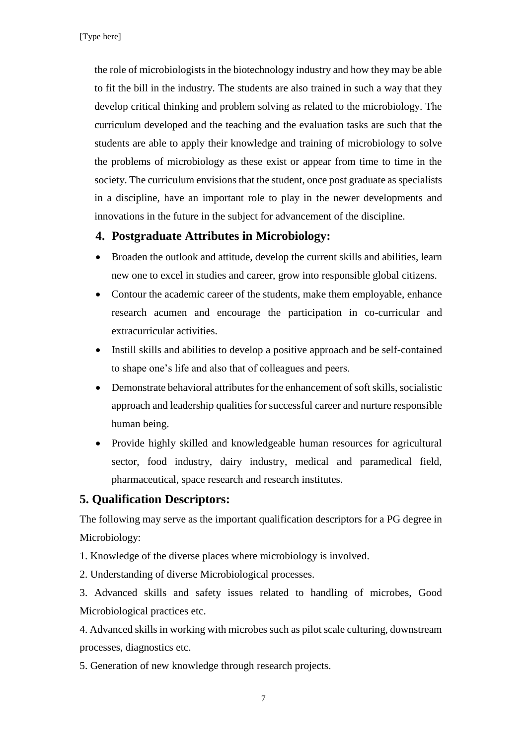the role of microbiologists in the biotechnology industry and how they may be able to fit the bill in the industry. The students are also trained in such a way that they develop critical thinking and problem solving as related to the microbiology. The curriculum developed and the teaching and the evaluation tasks are such that the students are able to apply their knowledge and training of microbiology to solve the problems of microbiology as these exist or appear from time to time in the society. The curriculum envisions that the student, once post graduate as specialists in a discipline, have an important role to play in the newer developments and innovations in the future in the subject for advancement of the discipline.

## 4. Postgraduate Attributes in Microbiology:

- Broaden the outlook and attitude, develop the current skills and abilities, learn new one to excel in studies and career, grow into responsible global citizens.
- Contour the academic career of the students, make them employable, enhance research acumen and encourage the participation in co-curricular and extracurricular activities.
- Instill skills and abilities to develop a positive approach and be self-contained to shape one's life and also that of colleagues and peers.
- Demonstrate behavioral attributes for the enhancement of soft skills, socialistic approach and leadership qualities for successful career and nurture responsible human being.
- Provide highly skilled and knowledgeable human resources for agricultural sector, food industry, dairy industry, medical and paramedical field, pharmaceutical, space research and research institutes.

## 5. Qualification Descriptors:

The following may serve as the important qualification descriptors for a PG degree in Microbiology:

1. Knowledge of the diverse places where microbiology is involved.
2. Understanding of diverse Microbiological processes.
3. Advanced skills and safety issues related to handling of microbes, Good Microbiological practices etc.
4. Advanced skills in working with microbes such as pilot scale culturing, downstream processes, diagnostics etc.
5. Generation of new knowledge through research projects.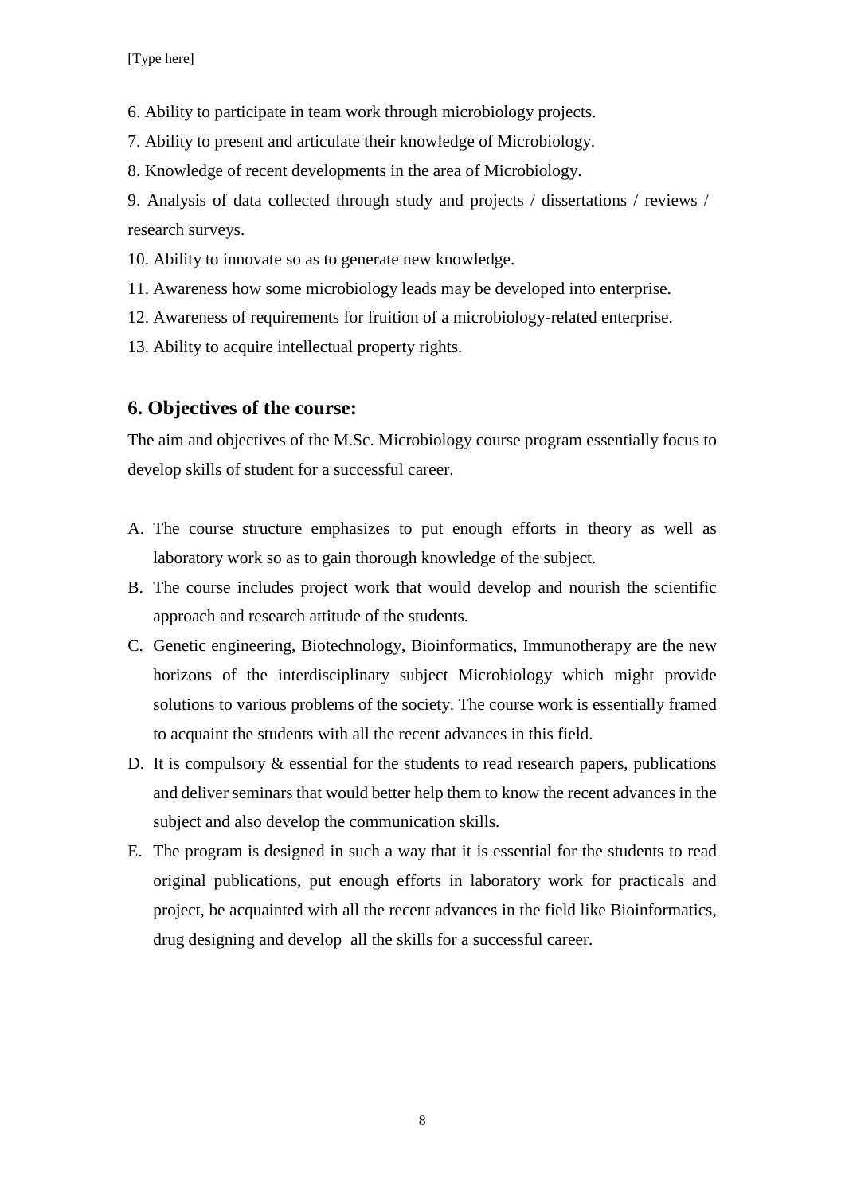6. Ability to participate in team work through microbiology projects.

7. Ability to present and articulate their knowledge of Microbiology.

8. Knowledge of recent developments in the area of Microbiology.

9. Analysis of data collected through study and projects / dissertations / reviews / research surveys.

10. Ability to innovate so as to generate new knowledge.

11. Awareness how some microbiology leads may be developed into enterprise.

12. Awareness of requirements for fruition of a microbiology-related enterprise.

13. Ability to acquire intellectual property rights.

## 6. Objectives of the course:

The aim and objectives of the M.Sc. Microbiology course program essentially focus to develop skills of student for a successful career.

A. The course structure emphasizes to put enough efforts in theory as well as laboratory work so as to gain thorough knowledge of the subject.

B. The course includes project work that would develop and nourish the scientific approach and research attitude of the students.

C. Genetic engineering, Biotechnology, Bioinformatics, Immunotherapy are the new horizons of the interdisciplinary subject Microbiology which might provide solutions to various problems of the society. The course work is essentially framed to acquaint the students with all the recent advances in this field.

D. It is compulsory & essential for the students to read research papers, publications and deliver seminars that would better help them to know the recent advances in the subject and also develop the communication skills.

E. The program is designed in such a way that it is essential for the students to read original publications, put enough efforts in laboratory work for practicals and project, be acquainted with all the recent advances in the field like Bioinformatics, drug designing and develop all the skills for a successful career.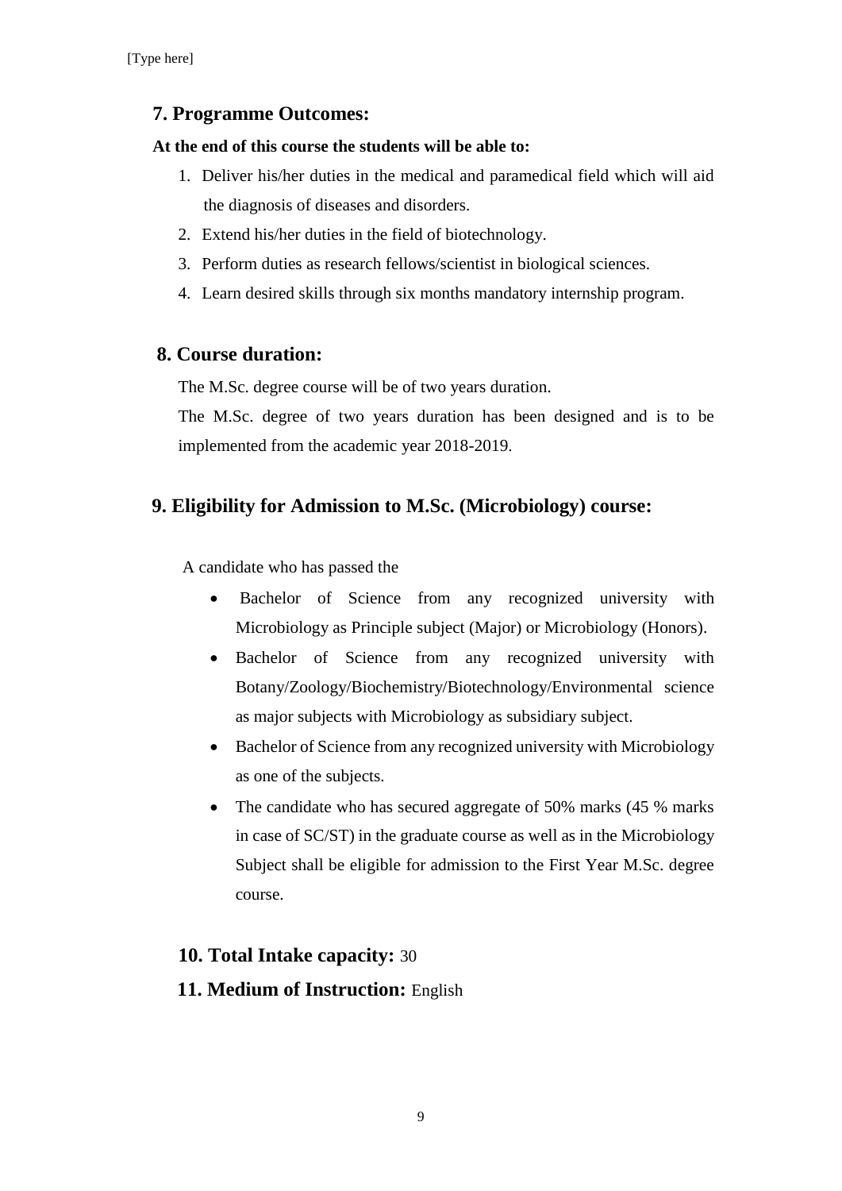## 7. Programme Outcomes:

**At the end of this course the students will be able to:**

1. Deliver his/her duties in the medical and paramedical field which will aid the diagnosis of diseases and disorders.
2. Extend his/her duties in the field of biotechnology.
3. Perform duties as research fellows/scientist in biological sciences.
4. Learn desired skills through six months mandatory internship program.

## 8. Course duration:

The M.Sc. degree course will be of two years duration.

The M.Sc. degree of two years duration has been designed and is to be implemented from the academic year 2018-2019.

## 9. Eligibility for Admission to M.Sc. (Microbiology) course:

A candidate who has passed the

- Bachelor of Science from any recognized university with Microbiology as Principle subject (Major) or Microbiology (Honors).
- Bachelor of Science from any recognized university with Botany/Zoology/Biochemistry/Biotechnology/Environmental science as major subjects with Microbiology as subsidiary subject.
- Bachelor of Science from any recognized university with Microbiology as one of the subjects.
- The candidate who has secured aggregate of 50% marks (45 % marks in case of SC/ST) in the graduate course as well as in the Microbiology Subject shall be eligible for admission to the First Year M.Sc. degree course.

## 10. Total Intake capacity: 30

## 11. Medium of Instruction: English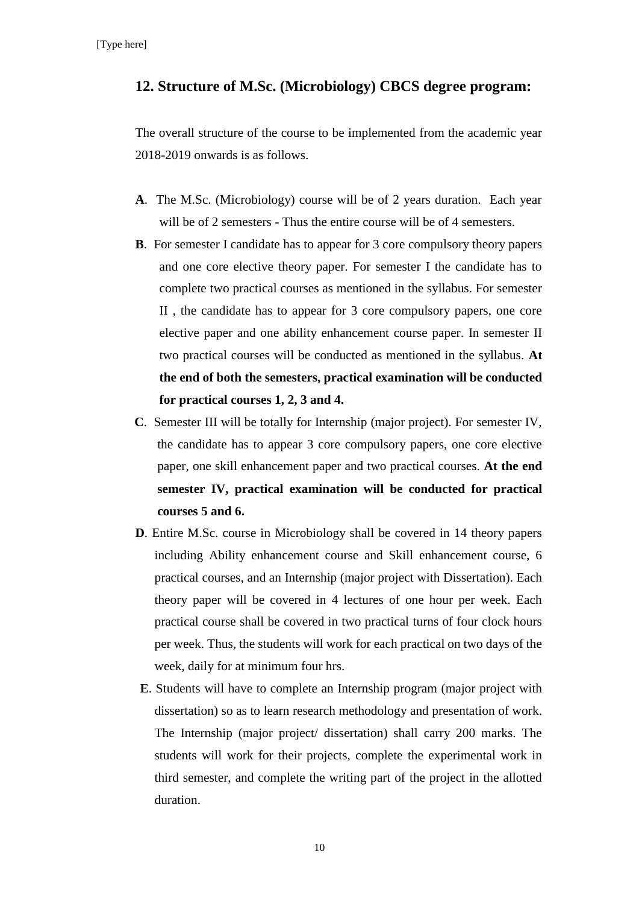## 12. Structure of M.Sc. (Microbiology) CBCS degree program:

The overall structure of the course to be implemented from the academic year 2018-2019 onwards is as follows.

**A**. The M.Sc. (Microbiology) course will be of 2 years duration. Each year will be of 2 semesters - Thus the entire course will be of 4 semesters.

**B**. For semester I candidate has to appear for 3 core compulsory theory papers and one core elective theory paper. For semester I the candidate has to complete two practical courses as mentioned in the syllabus. For semester II , the candidate has to appear for 3 core compulsory papers, one core elective paper and one ability enhancement course paper. In semester II two practical courses will be conducted as mentioned in the syllabus. **At the end of both the semesters, practical examination will be conducted for practical courses 1, 2, 3 and 4.**

**C**. Semester III will be totally for Internship (major project). For semester IV, the candidate has to appear 3 core compulsory papers, one core elective paper, one skill enhancement paper and two practical courses. **At the end semester IV, practical examination will be conducted for practical courses 5 and 6.**

**D**. Entire M.Sc. course in Microbiology shall be covered in 14 theory papers including Ability enhancement course and Skill enhancement course, 6 practical courses, and an Internship (major project with Dissertation). Each theory paper will be covered in 4 lectures of one hour per week. Each practical course shall be covered in two practical turns of four clock hours per week. Thus, the students will work for each practical on two days of the week, daily for at minimum four hrs.

**E**. Students will have to complete an Internship program (major project with dissertation) so as to learn research methodology and presentation of work. The Internship (major project/ dissertation) shall carry 200 marks. The students will work for their projects, complete the experimental work in third semester, and complete the writing part of the project in the allotted duration.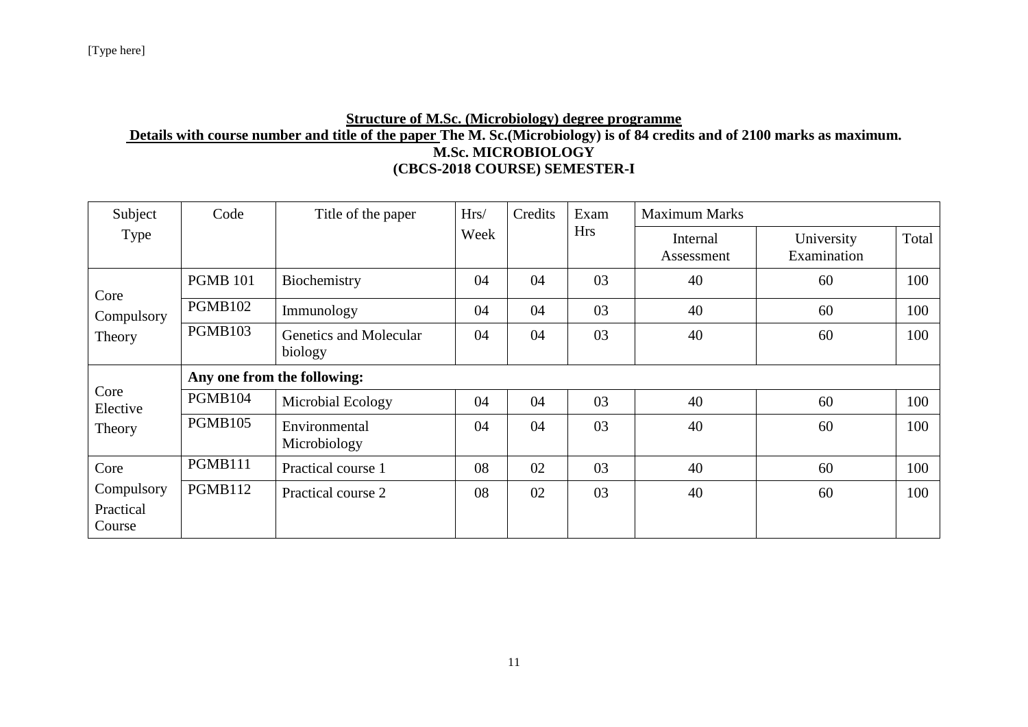**Structure of M.Sc. (Microbiology) degree programme**

**Details with course number and title of the paper The M. Sc.(Microbiology) is of 84 credits and of 2100 marks as maximum.**

**M.Sc. MICROBIOLOGY**

**(CBCS-2018 COURSE) SEMESTER-I**

| Subject Type | Code | Title of the paper | Hrs/ Week | Credits | Exam Hrs | Maximum Marks | | |
|---|---|---|---|---|---|---|---|---|
| | | | | | | Internal Assessment | University Examination | Total |
| Core Compulsory Theory | PGMB 101 | Biochemistry | 04 | 04 | 03 | 40 | 60 | 100 |
| | PGMB102 | Immunology | 04 | 04 | 03 | 40 | 60 | 100 |
| | PGMB103 | Genetics and Molecular biology | 04 | 04 | 03 | 40 | 60 | 100 |
| Core Elective Theory | **Any one from the following:** | | | | | | | |
| | PGMB104 | Microbial Ecology | 04 | 04 | 03 | 40 | 60 | 100 |
| | PGMB105 | Environmental Microbiology | 04 | 04 | 03 | 40 | 60 | 100 |
| Core Compulsory Practical Course | PGMB111 | Practical course 1 | 08 | 02 | 03 | 40 | 60 | 100 |
| | PGMB112 | Practical course 2 | 08 | 02 | 03 | 40 | 60 | 100 |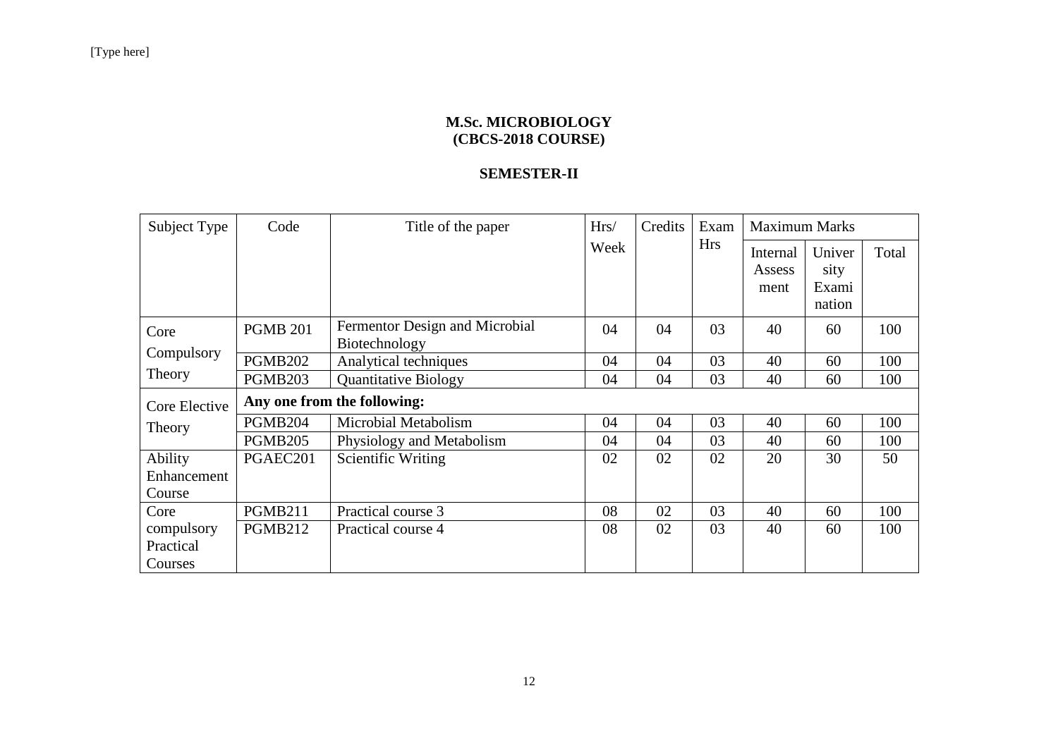[Type here]

# M.Sc. MICROBIOLOGY
# (CBCS-2018 COURSE)

## SEMESTER-II

| Subject Type | Code | Title of the paper | Hrs/ Week | Credits | Exam Hrs | Maximum Marks | | |
|---|---|---|---|---|---|---|---|---|
| | | | | | | Internal Assess ment | Univer sity Exami nation | Total |
| Core Compulsory Theory | PGMB 201 | Fermentor Design and Microbial Biotechnology | 04 | 04 | 03 | 40 | 60 | 100 |
| | PGMB202 | Analytical techniques | 04 | 04 | 03 | 40 | 60 | 100 |
| | PGMB203 | Quantitative Biology | 04 | 04 | 03 | 40 | 60 | 100 |
| Core Elective Theory | **Any one from the following:** | | | | | | | |
| | PGMB204 | Microbial Metabolism | 04 | 04 | 03 | 40 | 60 | 100 |
| | PGMB205 | Physiology and Metabolism | 04 | 04 | 03 | 40 | 60 | 100 |
| Ability Enhancement Course | PGAEC201 | Scientific Writing | 02 | 02 | 02 | 20 | 30 | 50 |
| Core compulsory Practical Courses | PGMB211 | Practical course 3 | 08 | 02 | 03 | 40 | 60 | 100 |
| | PGMB212 | Practical course 4 | 08 | 02 | 03 | 40 | 60 | 100 |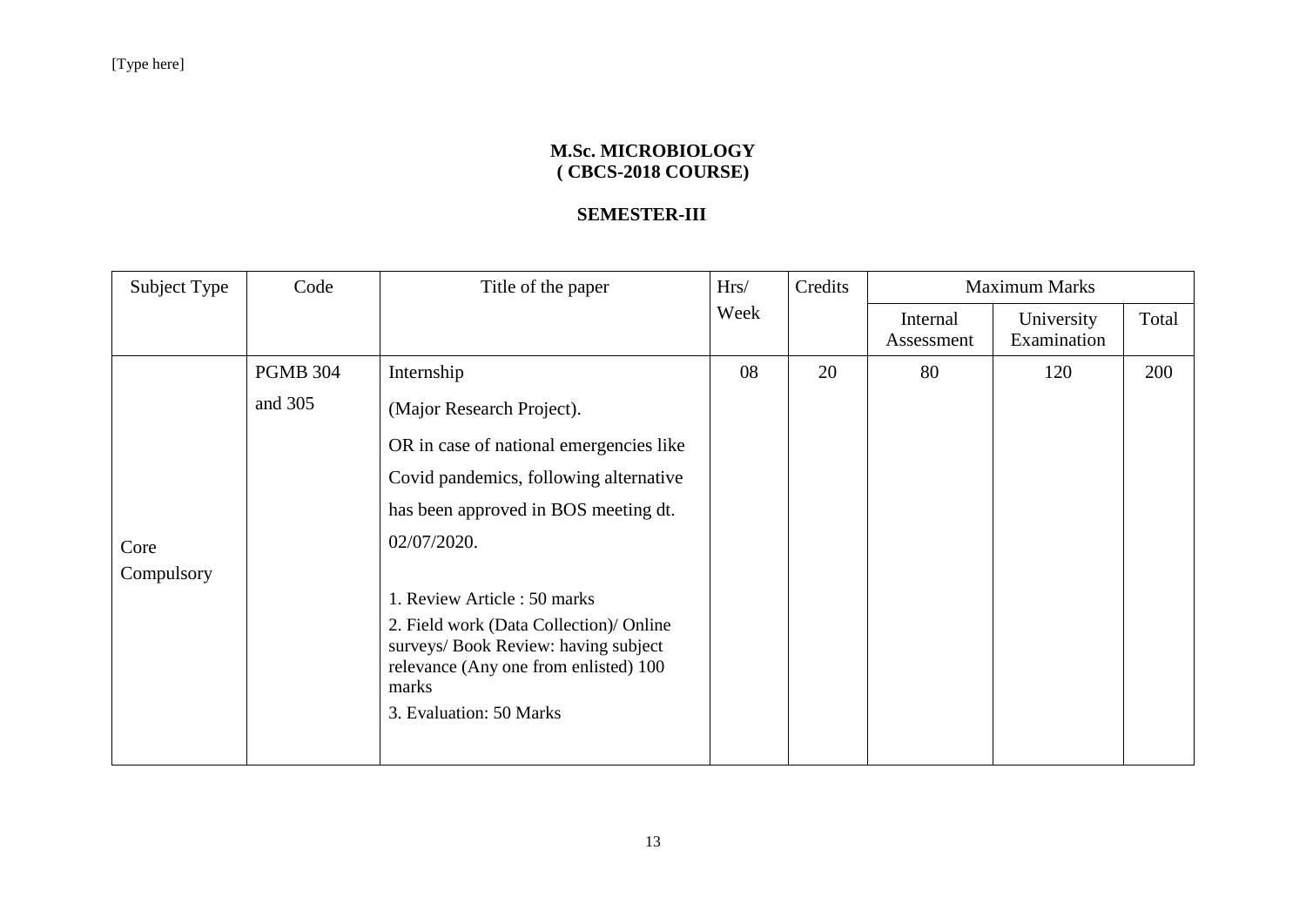**M.Sc. MICROBIOLOGY**
**( CBCS-2018 COURSE)**

**SEMESTER-III**

| Subject Type | Code | Title of the paper | Hrs/ Week | Credits | Maximum Marks | | |
|---|---|---|---|---|---|---|---|
| | | | | | Internal Assessment | University Examination | Total |
| Core Compulsory | PGMB 304 and 305 | Internship (Major Research Project). OR in case of national emergencies like Covid pandemics, following alternative has been approved in BOS meeting dt. 02/07/2020. 1. Review Article : 50 marks 2. Field work (Data Collection)/ Online surveys/ Book Review: having subject relevance (Any one from enlisted) 100 marks 3. Evaluation: 50 Marks | 08 | 20 | 80 | 120 | 200 |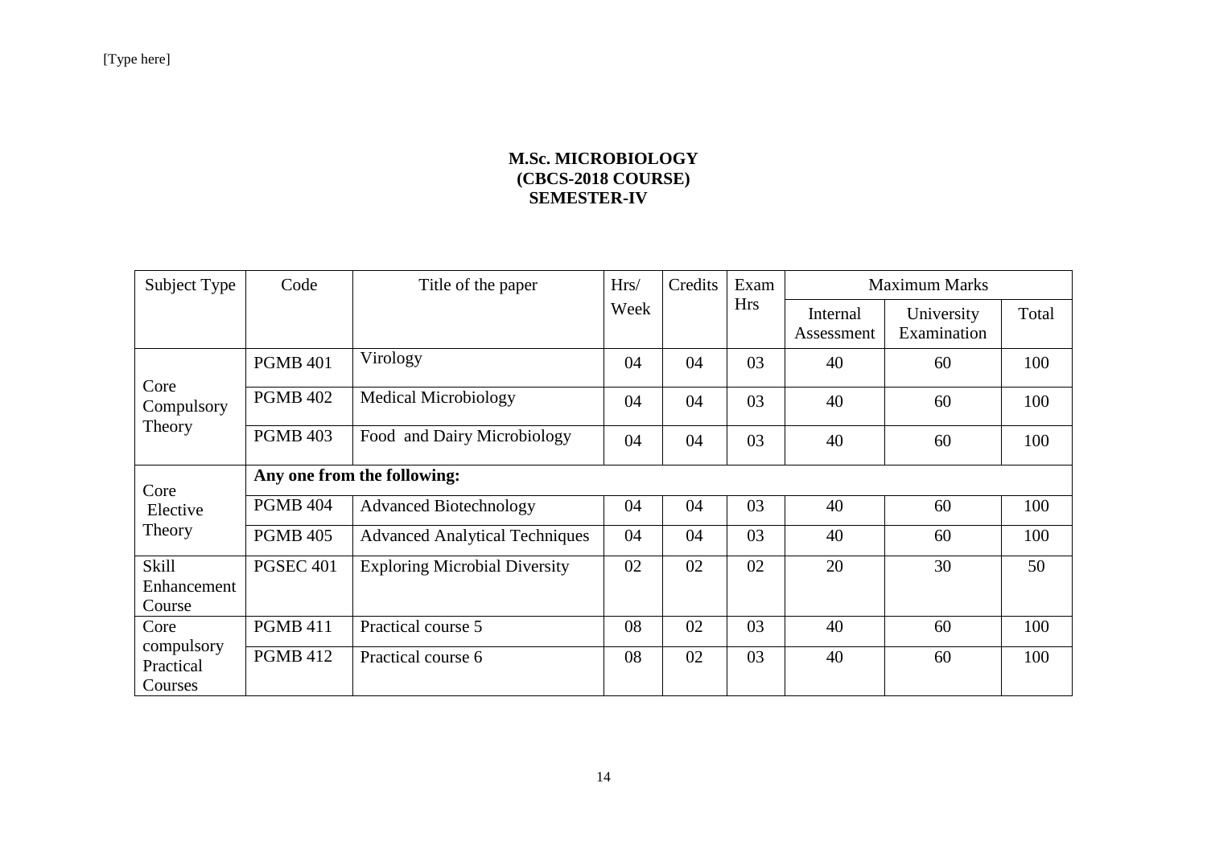**M.Sc. MICROBIOLOGY**
**(CBCS-2018 COURSE)**
**SEMESTER-IV**

| Subject Type | Code | Title of the paper | Hrs/ Week | Credits | Exam Hrs | Maximum Marks | | |
|---|---|---|---|---|---|---|---|---|
| | | | | | | Internal Assessment | University Examination | Total |
| Core Compulsory Theory | PGMB 401 | Virology | 04 | 04 | 03 | 40 | 60 | 100 |
| | PGMB 402 | Medical Microbiology | 04 | 04 | 03 | 40 | 60 | 100 |
| | PGMB 403 | Food and Dairy Microbiology | 04 | 04 | 03 | 40 | 60 | 100 |
| Core Elective Theory | **Any one from the following:** | | | | | | | |
| | PGMB 404 | Advanced Biotechnology | 04 | 04 | 03 | 40 | 60 | 100 |
| | PGMB 405 | Advanced Analytical Techniques | 04 | 04 | 03 | 40 | 60 | 100 |
| Skill Enhancement Course | PGSEC 401 | Exploring Microbial Diversity | 02 | 02 | 02 | 20 | 30 | 50 |
| Core compulsory Practical Courses | PGMB 411 | Practical course 5 | 08 | 02 | 03 | 40 | 60 | 100 |
| | PGMB 412 | Practical course 6 | 08 | 02 | 03 | 40 | 60 | 100 |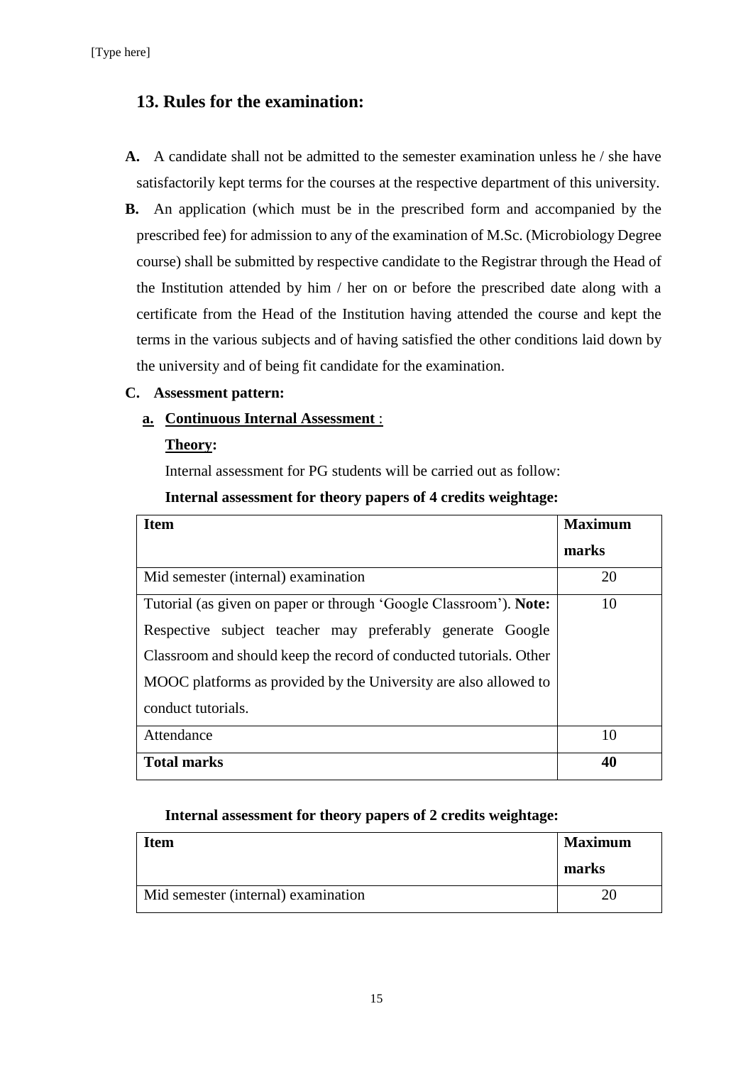## 13. Rules for the examination:

**A.** A candidate shall not be admitted to the semester examination unless he / she have satisfactorily kept terms for the courses at the respective department of this university.

**B.** An application (which must be in the prescribed form and accompanied by the prescribed fee) for admission to any of the examination of M.Sc. (Microbiology Degree course) shall be submitted by respective candidate to the Registrar through the Head of the Institution attended by him / her on or before the prescribed date along with a certificate from the Head of the Institution having attended the course and kept the terms in the various subjects and of having satisfied the other conditions laid down by the university and of being fit candidate for the examination.

**C. Assessment pattern:**

**a. Continuous Internal Assessment** :

**Theory:**

Internal assessment for PG students will be carried out as follow:

**Internal assessment for theory papers of 4 credits weightage:**

| **Item** | **Maximum marks** |
|---|---|
| Mid semester (internal) examination | 20 |
| Tutorial (as given on paper or through 'Google Classroom'). **Note:** Respective subject teacher may preferably generate Google Classroom and should keep the record of conducted tutorials. Other MOOC platforms as provided by the University are also allowed to conduct tutorials. | 10 |
| Attendance | 10 |
| **Total marks** | **40** |

**Internal assessment for theory papers of 2 credits weightage:**

| **Item** | **Maximum marks** |
|---|---|
| Mid semester (internal) examination | 20 |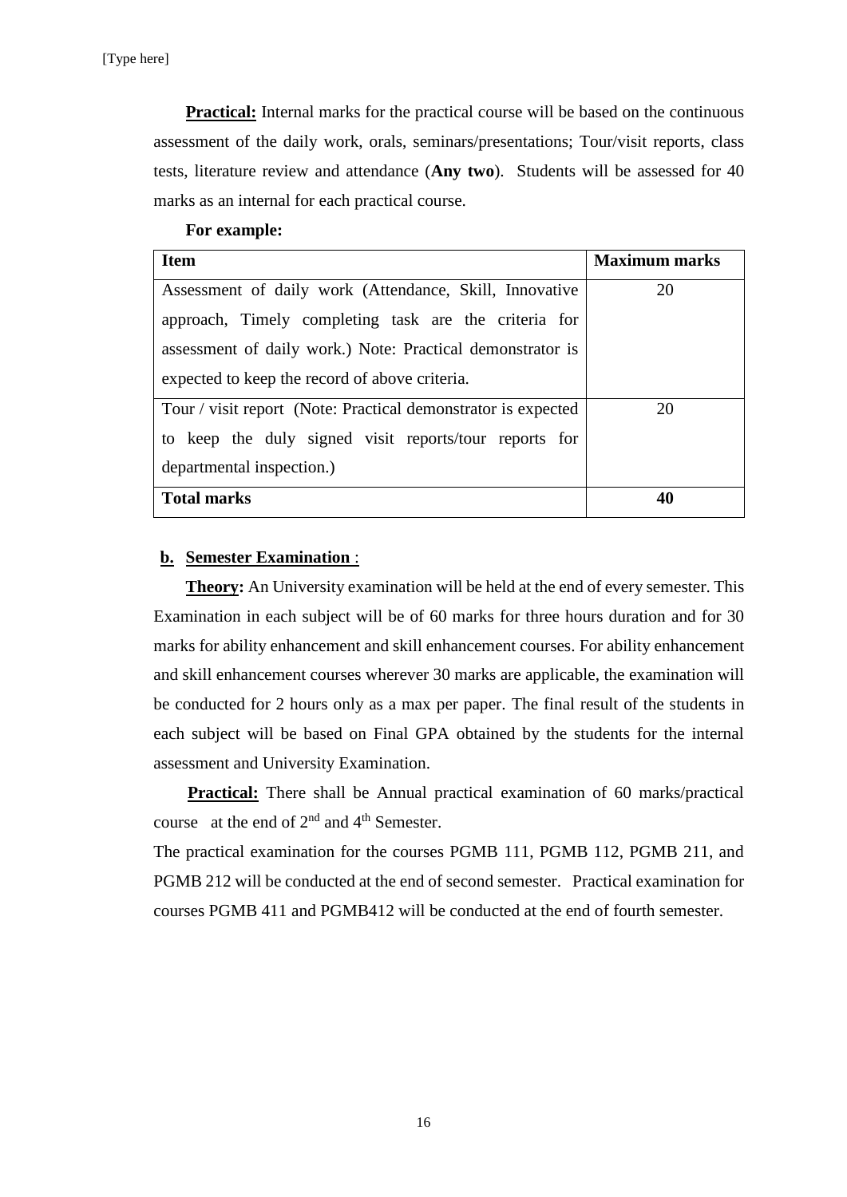**Practical:** Internal marks for the practical course will be based on the continuous assessment of the daily work, orals, seminars/presentations; Tour/visit reports, class tests, literature review and attendance (**Any two**). Students will be assessed for 40 marks as an internal for each practical course.

**For example:**

| **Item** | **Maximum marks** |
|---|---|
| Assessment of daily work (Attendance, Skill, Innovative approach, Timely completing task are the criteria for assessment of daily work.) Note: Practical demonstrator is expected to keep the record of above criteria. | 20 |
| Tour / visit report (Note: Practical demonstrator is expected to keep the duly signed visit reports/tour reports for departmental inspection.) | 20 |
| **Total marks** | **40** |

**b. Semester Examination** :

**Theory:** An University examination will be held at the end of every semester. This Examination in each subject will be of 60 marks for three hours duration and for 30 marks for ability enhancement and skill enhancement courses. For ability enhancement and skill enhancement courses wherever 30 marks are applicable, the examination will be conducted for 2 hours only as a max per paper. The final result of the students in each subject will be based on Final GPA obtained by the students for the internal assessment and University Examination.

**Practical:** There shall be Annual practical examination of 60 marks/practical course at the end of 2nd and 4th Semester.

The practical examination for the courses PGMB 111, PGMB 112, PGMB 211, and PGMB 212 will be conducted at the end of second semester. Practical examination for courses PGMB 411 and PGMB412 will be conducted at the end of fourth semester.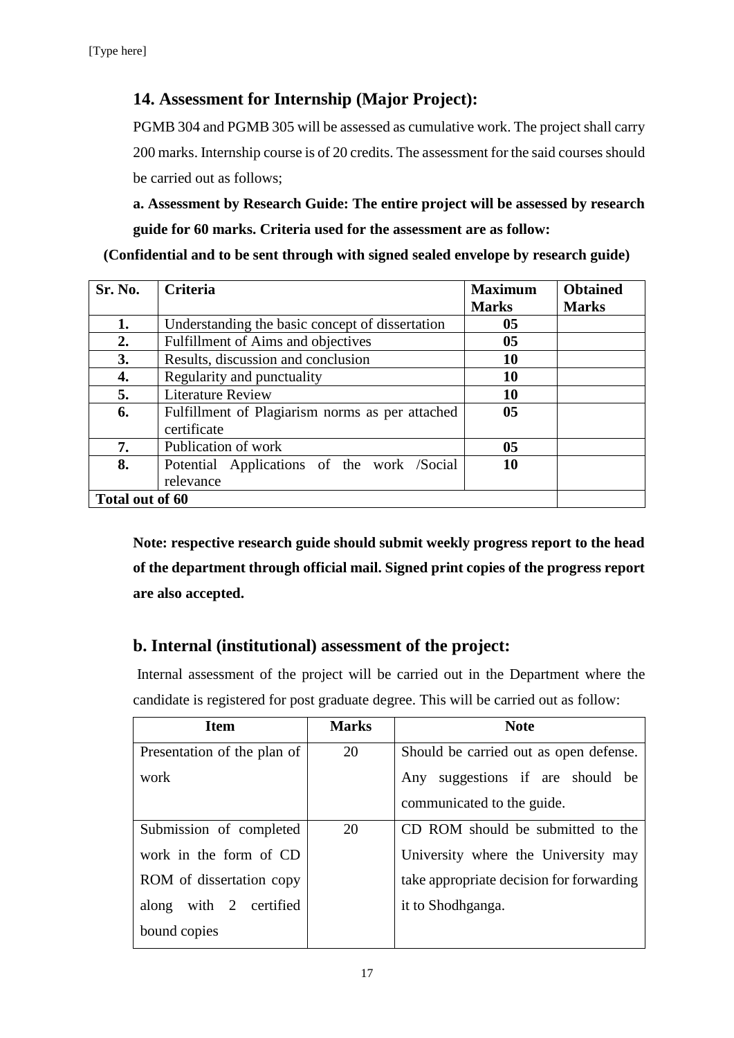## 14. Assessment for Internship (Major Project):

PGMB 304 and PGMB 305 will be assessed as cumulative work. The project shall carry 200 marks. Internship course is of 20 credits. The assessment for the said courses should be carried out as follows;

**a. Assessment by Research Guide: The entire project will be assessed by research guide for 60 marks. Criteria used for the assessment are as follow:**

**(Confidential and to be sent through with signed sealed envelope by research guide)**

| Sr. No. | Criteria | Maximum Marks | Obtained Marks |
|---|---|---|---|
| **1.** | Understanding the basic concept of dissertation | **05** | |
| **2.** | Fulfillment of Aims and objectives | **05** | |
| **3.** | Results, discussion and conclusion | **10** | |
| **4.** | Regularity and punctuality | **10** | |
| **5.** | Literature Review | **10** | |
| **6.** | Fulfillment of Plagiarism norms as per attached certificate | **05** | |
| **7.** | Publication of work | **05** | |
| **8.** | Potential Applications of the work /Social relevance | **10** | |
| **Total out of 60** | | | |

**Note: respective research guide should submit weekly progress report to the head of the department through official mail. Signed print copies of the progress report are also accepted.**

## b. Internal (institutional) assessment of the project:

Internal assessment of the project will be carried out in the Department where the candidate is registered for post graduate degree. This will be carried out as follow:

| Item | Marks | Note |
|---|---|---|
| Presentation of the plan of work | 20 | Should be carried out as open defense. Any suggestions if are should be communicated to the guide. |
| Submission of completed work in the form of CD ROM of dissertation copy along with 2 certified bound copies | 20 | CD ROM should be submitted to the University where the University may take appropriate decision for forwarding it to Shodhganga. |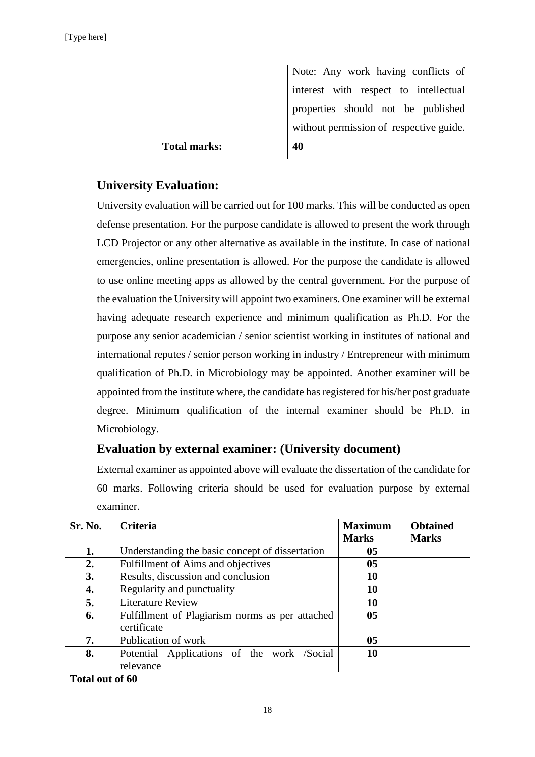| | | Note: Any work having conflicts of interest with respect to intellectual properties should not be published without permission of respective guide. |
|---|---|---|
| **Total marks:** | | **40** |

## University Evaluation:

University evaluation will be carried out for 100 marks. This will be conducted as open defense presentation. For the purpose candidate is allowed to present the work through LCD Projector or any other alternative as available in the institute. In case of national emergencies, online presentation is allowed. For the purpose the candidate is allowed to use online meeting apps as allowed by the central government. For the purpose of the evaluation the University will appoint two examiners. One examiner will be external having adequate research experience and minimum qualification as Ph.D. For the purpose any senior academician / senior scientist working in institutes of national and international reputes / senior person working in industry / Entrepreneur with minimum qualification of Ph.D. in Microbiology may be appointed. Another examiner will be appointed from the institute where, the candidate has registered for his/her post graduate degree. Minimum qualification of the internal examiner should be Ph.D. in Microbiology.

## Evaluation by external examiner: (University document)

External examiner as appointed above will evaluate the dissertation of the candidate for 60 marks. Following criteria should be used for evaluation purpose by external examiner.

| Sr. No. | Criteria | Maximum Marks | Obtained Marks |
|---|---|---|---|
| **1.** | Understanding the basic concept of dissertation | **05** | |
| **2.** | Fulfillment of Aims and objectives | **05** | |
| **3.** | Results, discussion and conclusion | **10** | |
| **4.** | Regularity and punctuality | **10** | |
| **5.** | Literature Review | **10** | |
| **6.** | Fulfillment of Plagiarism norms as per attached certificate | **05** | |
| **7.** | Publication of work | **05** | |
| **8.** | Potential Applications of the work /Social relevance | **10** | |
| **Total out of 60** | | | |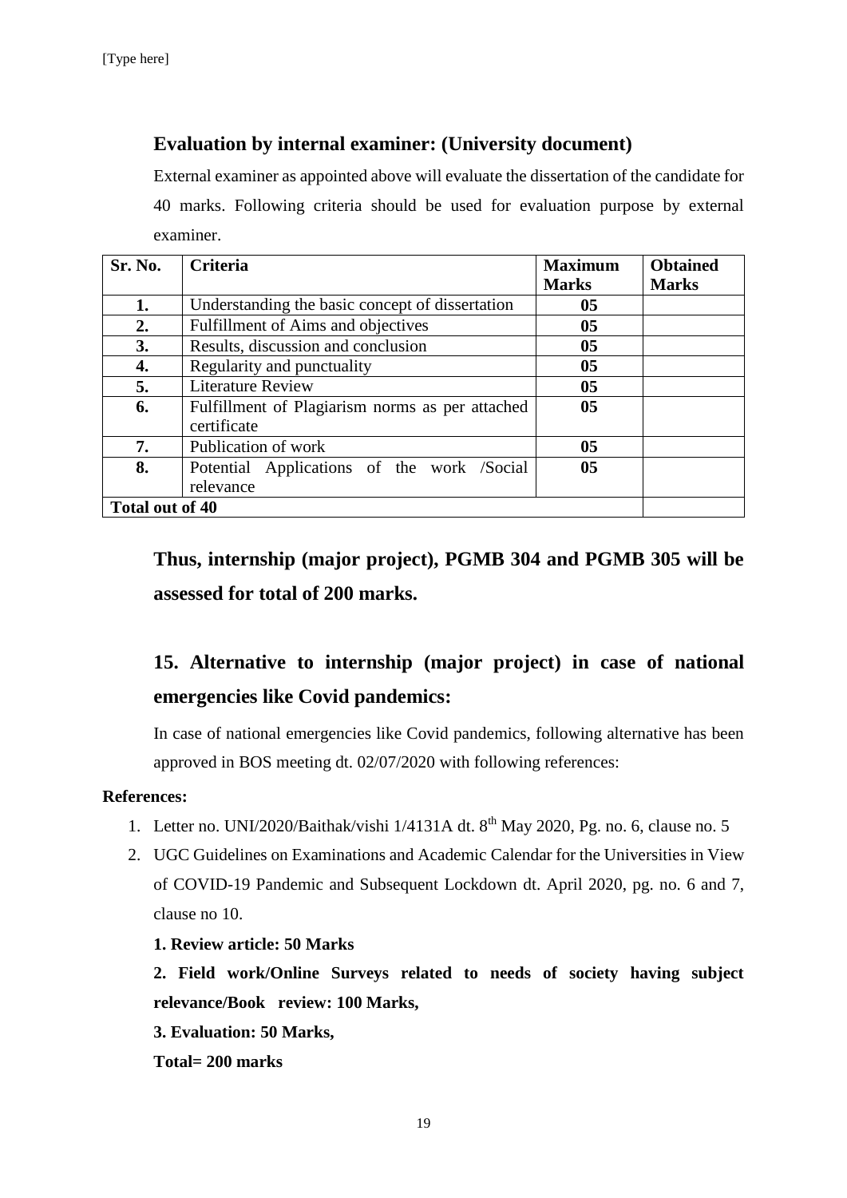### Evaluation by internal examiner: (University document)

External examiner as appointed above will evaluate the dissertation of the candidate for 40 marks. Following criteria should be used for evaluation purpose by external examiner.

| Sr. No. | Criteria | Maximum Marks | Obtained Marks |
|---|---|---|---|
| **1.** | Understanding the basic concept of dissertation | **05** | |
| **2.** | Fulfillment of Aims and objectives | **05** | |
| **3.** | Results, discussion and conclusion | **05** | |
| **4.** | Regularity and punctuality | **05** | |
| **5.** | Literature Review | **05** | |
| **6.** | Fulfillment of Plagiarism norms as per attached certificate | **05** | |
| **7.** | Publication of work | **05** | |
| **8.** | Potential Applications of the work /Social relevance | **05** | |
| **Total out of 40** | | | |

**Thus, internship (major project), PGMB 304 and PGMB 305 will be assessed for total of 200 marks.**

## 15. Alternative to internship (major project) in case of national emergencies like Covid pandemics:

In case of national emergencies like Covid pandemics, following alternative has been approved in BOS meeting dt. 02/07/2020 with following references:

**References:**

1. Letter no. UNI/2020/Baithak/vishi 1/4131A dt. 8th May 2020, Pg. no. 6, clause no. 5
2. UGC Guidelines on Examinations and Academic Calendar for the Universities in View of COVID-19 Pandemic and Subsequent Lockdown dt. April 2020, pg. no. 6 and 7, clause no 10.

**1. Review article: 50 Marks**

**2. Field work/Online Surveys related to needs of society having subject relevance/Book review: 100 Marks,**

**3. Evaluation: 50 Marks,**

**Total= 200 marks**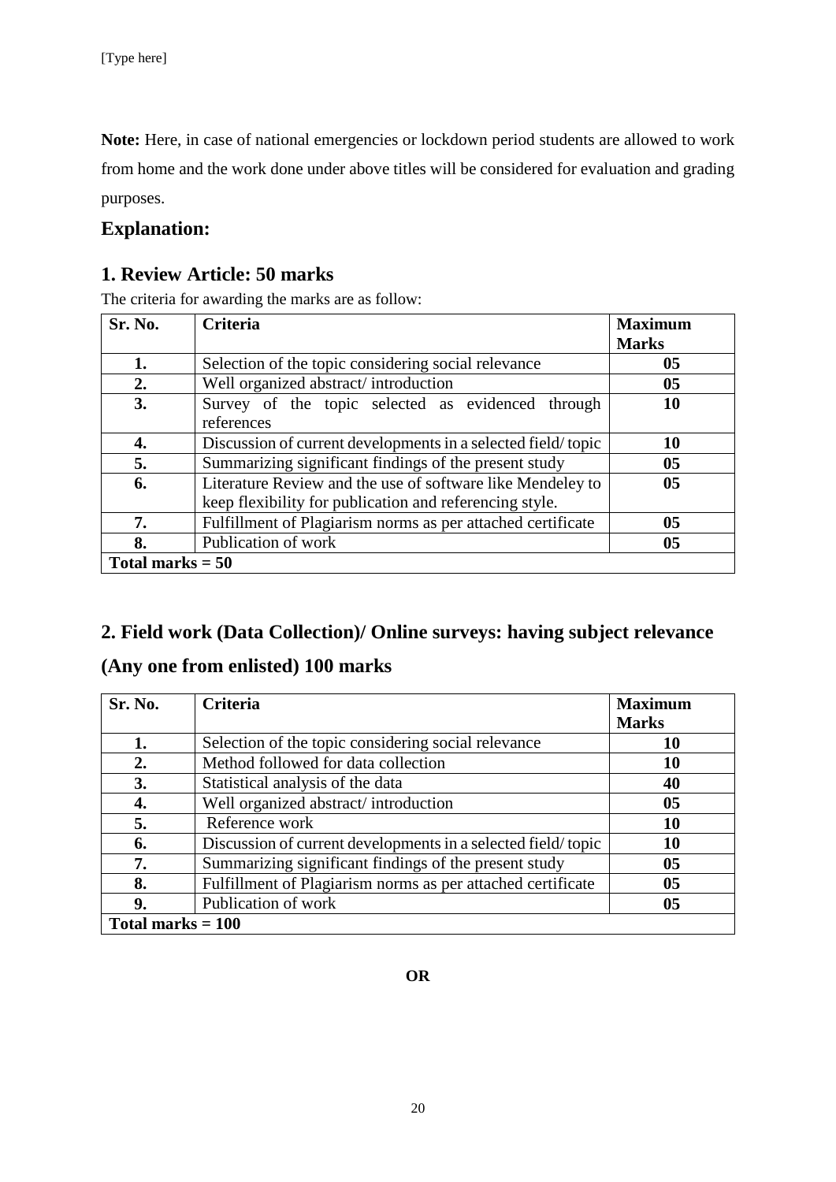**Note:** Here, in case of national emergencies or lockdown period students are allowed to work from home and the work done under above titles will be considered for evaluation and grading purposes.

## Explanation:

## 1. Review Article: 50 marks

The criteria for awarding the marks are as follow:

| Sr. No. | Criteria | Maximum Marks |
|---|---|---|
| **1.** | Selection of the topic considering social relevance | **05** |
| **2.** | Well organized abstract/ introduction | **05** |
| **3.** | Survey of the topic selected as evidenced through references | **10** |
| **4.** | Discussion of current developments in a selected field/ topic | **10** |
| **5.** | Summarizing significant findings of the present study | **05** |
| **6.** | Literature Review and the use of software like Mendeley to keep flexibility for publication and referencing style. | **05** |
| **7.** | Fulfillment of Plagiarism norms as per attached certificate | **05** |
| **8.** | Publication of work | **05** |
| **Total marks = 50** | | |

## 2. Field work (Data Collection)/ Online surveys: having subject relevance (Any one from enlisted) 100 marks

| Sr. No. | Criteria | Maximum Marks |
|---|---|---|
| **1.** | Selection of the topic considering social relevance | **10** |
| **2.** | Method followed for data collection | **10** |
| **3.** | Statistical analysis of the data | **40** |
| **4.** | Well organized abstract/ introduction | **05** |
| **5.** | Reference work | **10** |
| **6.** | Discussion of current developments in a selected field/ topic | **10** |
| **7.** | Summarizing significant findings of the present study | **05** |
| **8.** | Fulfillment of Plagiarism norms as per attached certificate | **05** |
| **9.** | Publication of work | **05** |
| **Total marks = 100** | | |

**OR**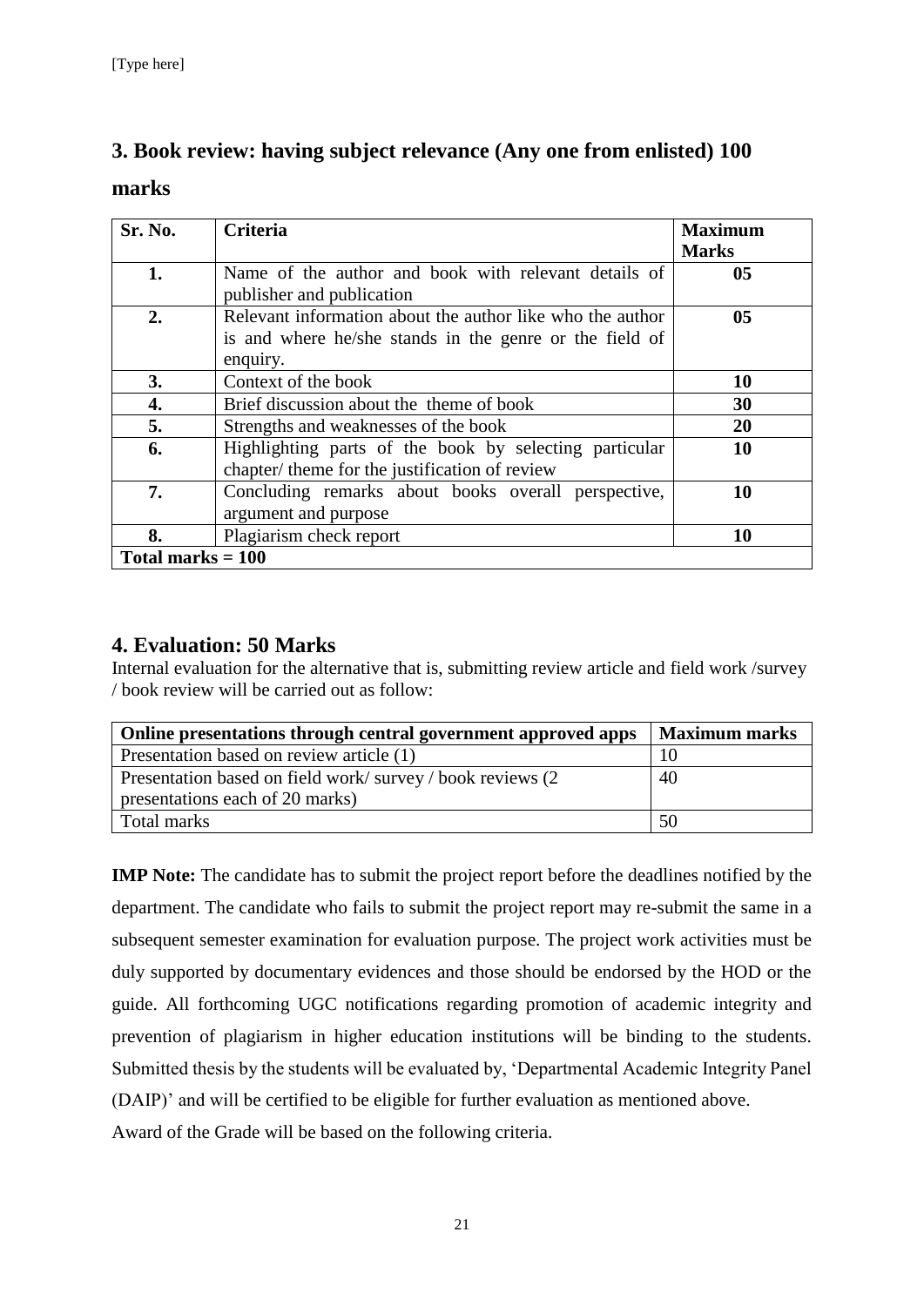## 3. Book review: having subject relevance (Any one from enlisted) 100 marks

| Sr. No. | Criteria | Maximum Marks |
|---|---|---|
| 1. | Name of the author and book with relevant details of publisher and publication | 05 |
| 2. | Relevant information about the author like who the author is and where he/she stands in the genre or the field of enquiry. | 05 |
| 3. | Context of the book | 10 |
| 4. | Brief discussion about the theme of book | 30 |
| 5. | Strengths and weaknesses of the book | 20 |
| 6. | Highlighting parts of the book by selecting particular chapter/ theme for the justification of review | 10 |
| 7. | Concluding remarks about books overall perspective, argument and purpose | 10 |
| 8. | Plagiarism check report | 10 |
| **Total marks = 100** | | |

## 4. Evaluation: 50 Marks

Internal evaluation for the alternative that is, submitting review article and field work /survey / book review will be carried out as follow:

| Online presentations through central government approved apps | Maximum marks |
|---|---|
| Presentation based on review article (1) | 10 |
| Presentation based on field work/ survey / book reviews (2 presentations each of 20 marks) | 40 |
| Total marks | 50 |

**IMP Note:** The candidate has to submit the project report before the deadlines notified by the department. The candidate who fails to submit the project report may re-submit the same in a subsequent semester examination for evaluation purpose. The project work activities must be duly supported by documentary evidences and those should be endorsed by the HOD or the guide. All forthcoming UGC notifications regarding promotion of academic integrity and prevention of plagiarism in higher education institutions will be binding to the students. Submitted thesis by the students will be evaluated by, 'Departmental Academic Integrity Panel (DAIP)' and will be certified to be eligible for further evaluation as mentioned above.

Award of the Grade will be based on the following criteria.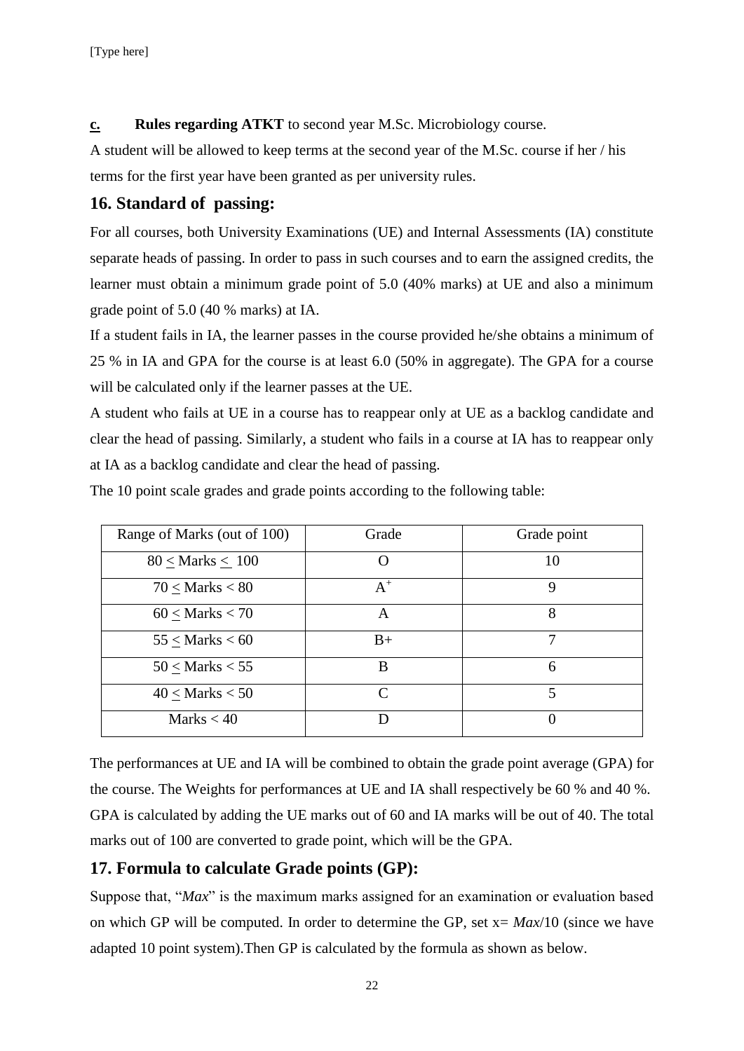**c.** **Rules regarding ATKT** to second year M.Sc. Microbiology course.

A student will be allowed to keep terms at the second year of the M.Sc. course if her / his terms for the first year have been granted as per university rules.

## 16. Standard of passing:

For all courses, both University Examinations (UE) and Internal Assessments (IA) constitute separate heads of passing. In order to pass in such courses and to earn the assigned credits, the learner must obtain a minimum grade point of 5.0 (40% marks) at UE and also a minimum grade point of 5.0 (40 % marks) at IA.

If a student fails in IA, the learner passes in the course provided he/she obtains a minimum of 25 % in IA and GPA for the course is at least 6.0 (50% in aggregate). The GPA for a course will be calculated only if the learner passes at the UE.

A student who fails at UE in a course has to reappear only at UE as a backlog candidate and clear the head of passing. Similarly, a student who fails in a course at IA has to reappear only at IA as a backlog candidate and clear the head of passing.

The 10 point scale grades and grade points according to the following table:

| Range of Marks (out of 100) | Grade | Grade point |
|---|---|---|
| $80 \leq$ Marks $\leq 100$ | O | 10 |
| $70 \leq$ Marks $< 80$ | $A^+$ | 9 |
| $60 \leq$ Marks $< 70$ | A | 8 |
| $55 \leq$ Marks $< 60$ | B+ | 7 |
| $50 \leq$ Marks $< 55$ | B | 6 |
| $40 \leq$ Marks $< 50$ | C | 5 |
| Marks $< 40$ | D | 0 |

The performances at UE and IA will be combined to obtain the grade point average (GPA) for the course. The Weights for performances at UE and IA shall respectively be 60 % and 40 %. GPA is calculated by adding the UE marks out of 60 and IA marks will be out of 40. The total marks out of 100 are converted to grade point, which will be the GPA.

## 17. Formula to calculate Grade points (GP):

Suppose that, "*Max*" is the maximum marks assigned for an examination or evaluation based on which GP will be computed. In order to determine the GP, set $x = Max/10$ (since we have adapted 10 point system).Then GP is calculated by the formula as shown as below.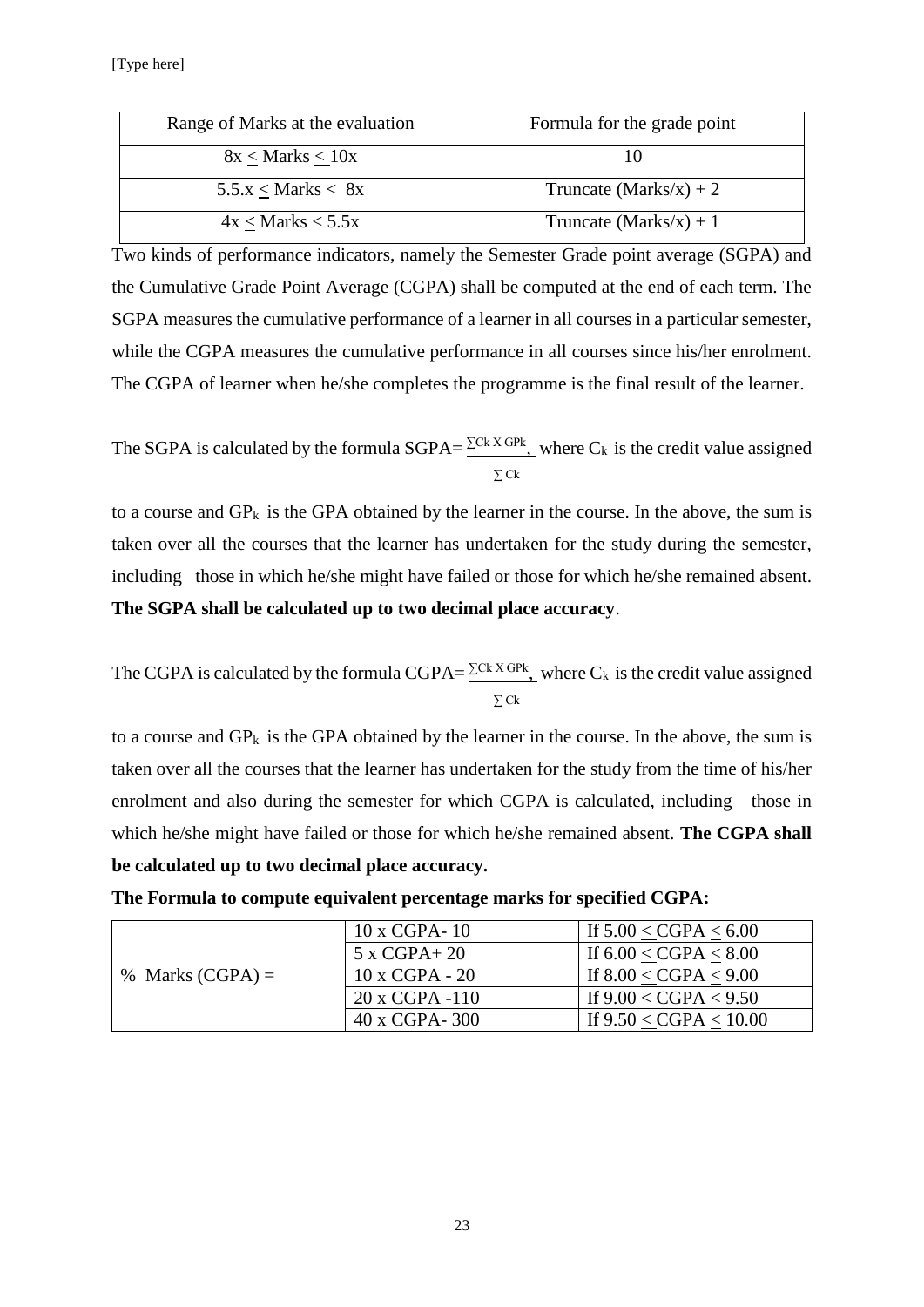| Range of Marks at the evaluation | Formula for the grade point |
|---|---|
| $8x \leq$ Marks $\leq 10x$ | 10 |
| $5.5x \leq$ Marks $< 8x$ | Truncate (Marks/x) + 2 |
| $4x \leq$ Marks $< 5.5x$ | Truncate (Marks/x) + 1 |

Two kinds of performance indicators, namely the Semester Grade point average (SGPA) and the Cumulative Grade Point Average (CGPA) shall be computed at the end of each term. The SGPA measures the cumulative performance of a learner in all courses in a particular semester, while the CGPA measures the cumulative performance in all courses since his/her enrolment. The CGPA of learner when he/she completes the programme is the final result of the learner.

The SGPA is calculated by the formula $SGPA = \frac{\sum C_k \times GP_k}{\sum C_k}$, where $C_k$ is the credit value assigned to a course and $GP_k$ is the GPA obtained by the learner in the course. In the above, the sum is taken over all the courses that the learner has undertaken for the study during the semester, including those in which he/she might have failed or those for which he/she remained absent. **The SGPA shall be calculated up to two decimal place accuracy**.

The CGPA is calculated by the formula $CGPA = \frac{\sum C_k \times GP_k}{\sum C_k}$, where $C_k$ is the credit value assigned to a course and $GP_k$ is the GPA obtained by the learner in the course. In the above, the sum is taken over all the courses that the learner has undertaken for the study from the time of his/her enrolment and also during the semester for which CGPA is calculated, including those in which he/she might have failed or those for which he/she remained absent. **The CGPA shall be calculated up to two decimal place accuracy.**

**The Formula to compute equivalent percentage marks for specified CGPA:**

| | | |
|---|---|---|
| % Marks (CGPA) = | 10 x CGPA- 10 | If $5.00 \leq CGPA \leq 6.00$ |
| | 5 x CGPA+ 20 | If $6.00 \leq CGPA \leq 8.00$ |
| | 10 x CGPA - 20 | If $8.00 \leq CGPA \leq 9.00$ |
| | 20 x CGPA -110 | If $9.00 \leq CGPA \leq 9.50$ |
| | 40 x CGPA- 300 | If $9.50 \leq CGPA \leq 10.00$ |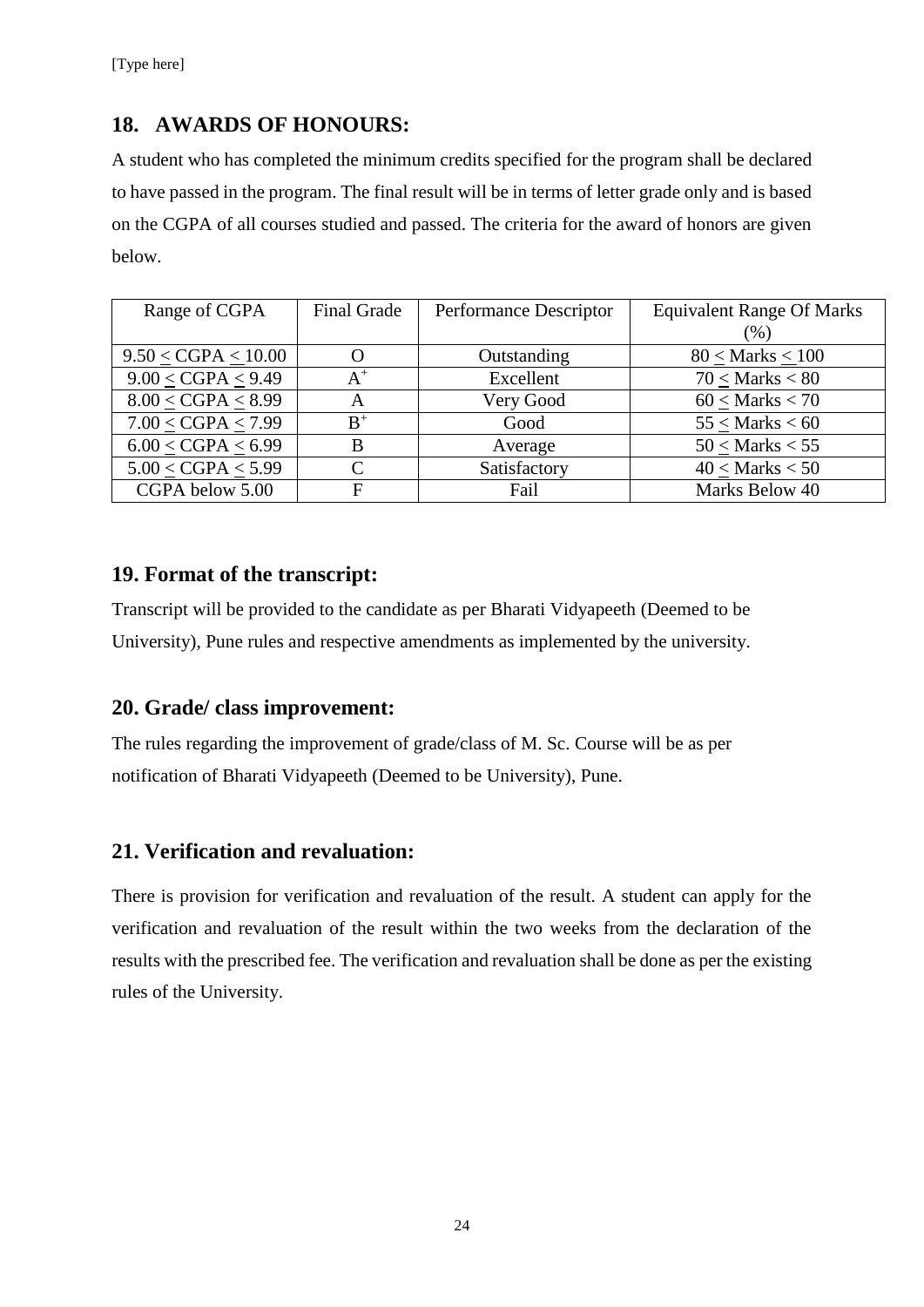## 18. AWARDS OF HONOURS:

A student who has completed the minimum credits specified for the program shall be declared to have passed in the program. The final result will be in terms of letter grade only and is based on the CGPA of all courses studied and passed. The criteria for the award of honors are given below.

| Range of CGPA | Final Grade | Performance Descriptor | Equivalent Range Of Marks (%) |
|---|---|---|---|
| $9.50 \leq CGPA \leq 10.00$ | O | Outstanding | $80 \leq Marks \leq 100$ |
| $9.00 \leq CGPA \leq 9.49$ | $A^{+}$ | Excellent | $70 \leq Marks < 80$ |
| $8.00 \leq CGPA \leq 8.99$ | A | Very Good | $60 \leq Marks < 70$ |
| $7.00 \leq CGPA \leq 7.99$ | $B^{+}$ | Good | $55 \leq Marks < 60$ |
| $6.00 \leq CGPA \leq 6.99$ | B | Average | $50 \leq Marks < 55$ |
| $5.00 \leq CGPA \leq 5.99$ | C | Satisfactory | $40 \leq Marks < 50$ |
| CGPA below 5.00 | F | Fail | Marks Below 40 |

## 19. Format of the transcript:

Transcript will be provided to the candidate as per Bharati Vidyapeeth (Deemed to be University), Pune rules and respective amendments as implemented by the university.

## 20. Grade/ class improvement:

The rules regarding the improvement of grade/class of M. Sc. Course will be as per notification of Bharati Vidyapeeth (Deemed to be University), Pune.

## 21. Verification and revaluation:

There is provision for verification and revaluation of the result. A student can apply for the verification and revaluation of the result within the two weeks from the declaration of the results with the prescribed fee. The verification and revaluation shall be done as per the existing rules of the University.